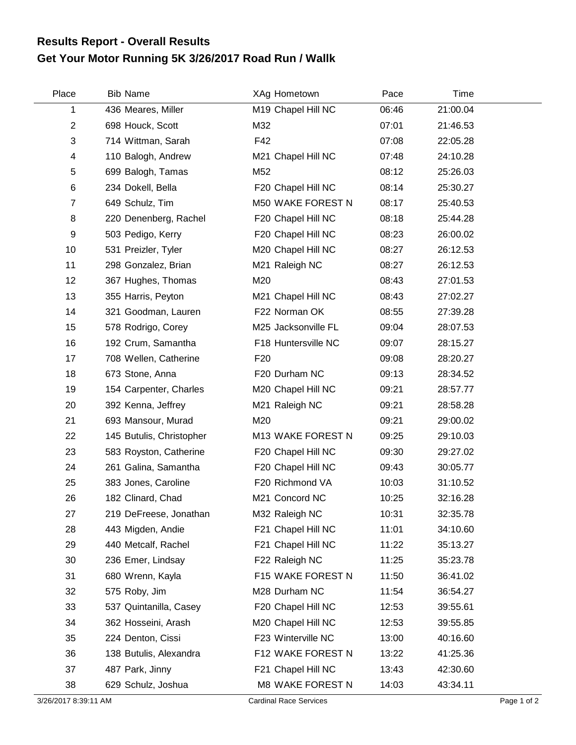# Results Report - Overall Results

## Get Your Motor Running 5K 3/26/2017 Road Run / Wallk

| Place | Bib | Name | XAg | Hometown | Pace | Time |
|---|---|---|---|---|---|---|
| 1 | 436 | Meares, Miller | M19 | Chapel Hill NC | 06:46 | 21:00.04 |
| 2 | 698 | Houck, Scott | M32 | | 07:01 | 21:46.53 |
| 3 | 714 | Wittman, Sarah | F42 | | 07:08 | 22:05.28 |
| 4 | 110 | Balogh, Andrew | M21 | Chapel Hill NC | 07:48 | 24:10.28 |
| 5 | 699 | Balogh, Tamas | M52 | | 08:12 | 25:26.03 |
| 6 | 234 | Dokell, Bella | F20 | Chapel Hill NC | 08:14 | 25:30.27 |
| 7 | 649 | Schulz, Tim | M50 | WAKE FOREST N | 08:17 | 25:40.53 |
| 8 | 220 | Denenberg, Rachel | F20 | Chapel Hill NC | 08:18 | 25:44.28 |
| 9 | 503 | Pedigo, Kerry | F20 | Chapel Hill NC | 08:23 | 26:00.02 |
| 10 | 531 | Preizler, Tyler | M20 | Chapel Hill NC | 08:27 | 26:12.53 |
| 11 | 298 | Gonzalez, Brian | M21 | Raleigh NC | 08:27 | 26:12.53 |
| 12 | 367 | Hughes, Thomas | M20 | | 08:43 | 27:01.53 |
| 13 | 355 | Harris, Peyton | M21 | Chapel Hill NC | 08:43 | 27:02.27 |
| 14 | 321 | Goodman, Lauren | F22 | Norman OK | 08:55 | 27:39.28 |
| 15 | 578 | Rodrigo, Corey | M25 | Jacksonville FL | 09:04 | 28:07.53 |
| 16 | 192 | Crum, Samantha | F18 | Huntersville NC | 09:07 | 28:15.27 |
| 17 | 708 | Wellen, Catherine | F20 | | 09:08 | 28:20.27 |
| 18 | 673 | Stone, Anna | F20 | Durham NC | 09:13 | 28:34.52 |
| 19 | 154 | Carpenter, Charles | M20 | Chapel Hill NC | 09:21 | 28:57.77 |
| 20 | 392 | Kenna, Jeffrey | M21 | Raleigh NC | 09:21 | 28:58.28 |
| 21 | 693 | Mansour, Murad | M20 | | 09:21 | 29:00.02 |
| 22 | 145 | Butulis, Christopher | M13 | WAKE FOREST N | 09:25 | 29:10.03 |
| 23 | 583 | Royston, Catherine | F20 | Chapel Hill NC | 09:30 | 29:27.02 |
| 24 | 261 | Galina, Samantha | F20 | Chapel Hill NC | 09:43 | 30:05.77 |
| 25 | 383 | Jones, Caroline | F20 | Richmond VA | 10:03 | 31:10.52 |
| 26 | 182 | Clinard, Chad | M21 | Concord NC | 10:25 | 32:16.28 |
| 27 | 219 | DeFreese, Jonathan | M32 | Raleigh NC | 10:31 | 32:35.78 |
| 28 | 443 | Migden, Andie | F21 | Chapel Hill NC | 11:01 | 34:10.60 |
| 29 | 440 | Metcalf, Rachel | F21 | Chapel Hill NC | 11:22 | 35:13.27 |
| 30 | 236 | Emer, Lindsay | F22 | Raleigh NC | 11:25 | 35:23.78 |
| 31 | 680 | Wrenn, Kayla | F15 | WAKE FOREST N | 11:50 | 36:41.02 |
| 32 | 575 | Roby, Jim | M28 | Durham NC | 11:54 | 36:54.27 |
| 33 | 537 | Quintanilla, Casey | F20 | Chapel Hill NC | 12:53 | 39:55.61 |
| 34 | 362 | Hosseini, Arash | M20 | Chapel Hill NC | 12:53 | 39:55.85 |
| 35 | 224 | Denton, Cissi | F23 | Winterville NC | 13:00 | 40:16.60 |
| 36 | 138 | Butulis, Alexandra | F12 | WAKE FOREST N | 13:22 | 41:25.36 |
| 37 | 487 | Park, Jinny | F21 | Chapel Hill NC | 13:43 | 42:30.60 |
| 38 | 629 | Schulz, Joshua | M8 | WAKE FOREST N | 14:03 | 43:34.11 |

3/26/2017 8:39:11 AM Cardinal Race Services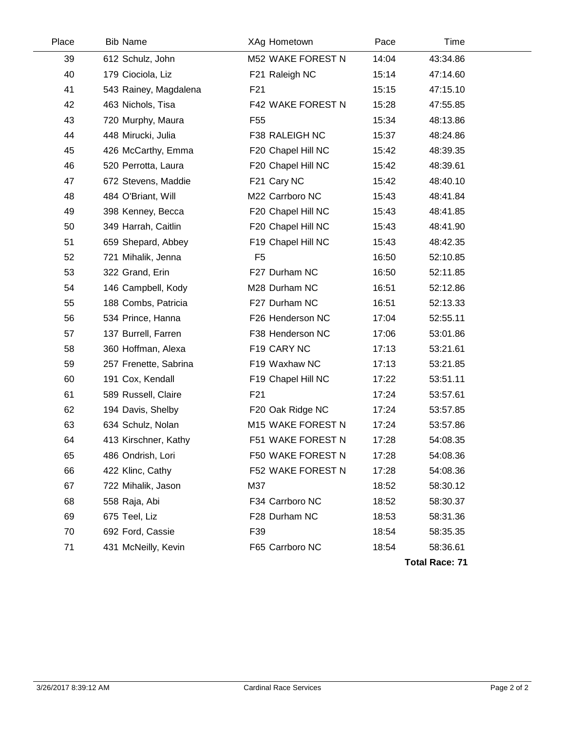| Place | Bib | Name | XAg | Hometown | Pace | Time |
|---|---|---|---|---|---|---|
| 39 | 612 | Schulz, John | M52 | WAKE FOREST N | 14:04 | 43:34.86 |
| 40 | 179 | Ciociola, Liz | F21 | Raleigh NC | 15:14 | 47:14.60 |
| 41 | 543 | Rainey, Magdalena | F21 | | 15:15 | 47:15.10 |
| 42 | 463 | Nichols, Tisa | F42 | WAKE FOREST N | 15:28 | 47:55.85 |
| 43 | 720 | Murphy, Maura | F55 | | 15:34 | 48:13.86 |
| 44 | 448 | Mirucki, Julia | F38 | RALEIGH NC | 15:37 | 48:24.86 |
| 45 | 426 | McCarthy, Emma | F20 | Chapel Hill NC | 15:42 | 48:39.35 |
| 46 | 520 | Perrotta, Laura | F20 | Chapel Hill NC | 15:42 | 48:39.61 |
| 47 | 672 | Stevens, Maddie | F21 | Cary NC | 15:42 | 48:40.10 |
| 48 | 484 | O'Briant, Will | M22 | Carrboro NC | 15:43 | 48:41.84 |
| 49 | 398 | Kenney, Becca | F20 | Chapel Hill NC | 15:43 | 48:41.85 |
| 50 | 349 | Harrah, Caitlin | F20 | Chapel Hill NC | 15:43 | 48:41.90 |
| 51 | 659 | Shepard, Abbey | F19 | Chapel Hill NC | 15:43 | 48:42.35 |
| 52 | 721 | Mihalik, Jenna | F5 | | 16:50 | 52:10.85 |
| 53 | 322 | Grand, Erin | F27 | Durham NC | 16:50 | 52:11.85 |
| 54 | 146 | Campbell, Kody | M28 | Durham NC | 16:51 | 52:12.86 |
| 55 | 188 | Combs, Patricia | F27 | Durham NC | 16:51 | 52:13.33 |
| 56 | 534 | Prince, Hanna | F26 | Henderson NC | 17:04 | 52:55.11 |
| 57 | 137 | Burrell, Farren | F38 | Henderson NC | 17:06 | 53:01.86 |
| 58 | 360 | Hoffman, Alexa | F19 | CARY NC | 17:13 | 53:21.61 |
| 59 | 257 | Frenette, Sabrina | F19 | Waxhaw NC | 17:13 | 53:21.85 |
| 60 | 191 | Cox, Kendall | F19 | Chapel Hill NC | 17:22 | 53:51.11 |
| 61 | 589 | Russell, Claire | F21 | | 17:24 | 53:57.61 |
| 62 | 194 | Davis, Shelby | F20 | Oak Ridge NC | 17:24 | 53:57.85 |
| 63 | 634 | Schulz, Nolan | M15 | WAKE FOREST N | 17:24 | 53:57.86 |
| 64 | 413 | Kirschner, Kathy | F51 | WAKE FOREST N | 17:28 | 54:08.35 |
| 65 | 486 | Ondrish, Lori | F50 | WAKE FOREST N | 17:28 | 54:08.36 |
| 66 | 422 | Klinc, Cathy | F52 | WAKE FOREST N | 17:28 | 54:08.36 |
| 67 | 722 | Mihalik, Jason | M37 | | 18:52 | 58:30.12 |
| 68 | 558 | Raja, Abi | F34 | Carrboro NC | 18:52 | 58:30.37 |
| 69 | 675 | Teel, Liz | F28 | Durham NC | 18:53 | 58:31.36 |
| 70 | 692 | Ford, Cassie | F39 | | 18:54 | 58:35.35 |
| 71 | 431 | McNeilly, Kevin | F65 | Carrboro NC | 18:54 | 58:36.61 |

**Total Race: 71**

3/26/2017 8:39:12 AM — Cardinal Race Services